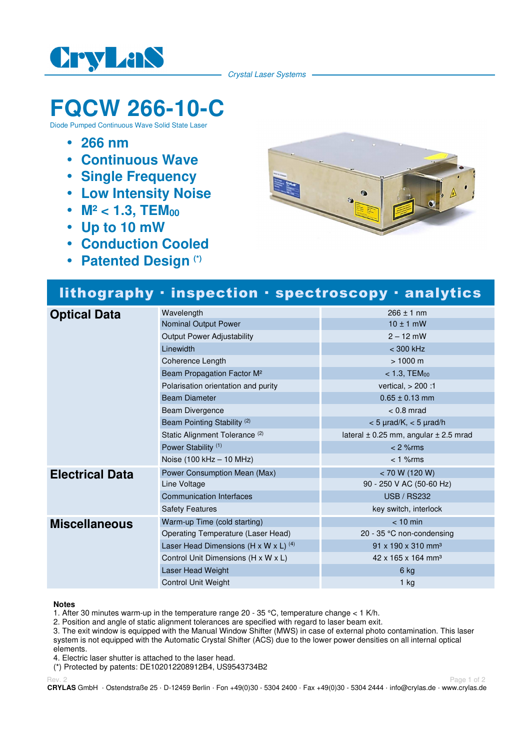CryLaS

*Crystal Laser Systems*

# FQCW 266-10-C

Diode Pumped Continuous Wave Solid State Laser

- **266 nm**
- **Continuous Wave**
- **Single Frequency**
- **Low Intensity Noise**
- **$M^2$ < 1.3, $TEM_{00}$**
- **Up to 10 mW**
- **Conduction Cooled**
- **Patented Design (*)**

## lithography · inspection · spectroscopy · analytics

| | | |
|---|---|---|
| **Optical Data** | Wavelength | 266 ± 1 nm |
| | Nominal Output Power | 10 ± 1 mW |
| | Output Power Adjustability | 2 – 12 mW |
| | Linewidth | < 300 kHz |
| | Coherence Length | > 1000 m |
| | Beam Propagation Factor $M^2$ | < 1.3, $TEM_{00}$ |
| | Polarisation orientation and purity | vertical, > 200 :1 |
| | Beam Diameter | 0.65 ± 0.13 mm |
| | Beam Divergence | < 0.8 mrad |
| | Beam Pointing Stability (2) | < 5 µrad/K, < 5 µrad/h |
| | Static Alignment Tolerance (2) | lateral ± 0.25 mm, angular ± 2.5 mrad |
| | Power Stability (1) | < 2 %rms |
| | Noise (100 kHz – 10 MHz) | < 1 %rms |
| **Electrical Data** | Power Consumption Mean (Max) | < 70 W (120 W) |
| | Line Voltage | 90 - 250 V AC (50-60 Hz) |
| | Communication Interfaces | USB / RS232 |
| | Safety Features | key switch, interlock |
| **Miscellaneous** | Warm-up Time (cold starting) | < 10 min |
| | Operating Temperature (Laser Head) | 20 - 35 °C non-condensing |
| | Laser Head Dimensions (H x W x L) (4) | 91 x 190 x 310 mm³ |
| | Control Unit Dimensions (H x W x L) | 42 x 165 x 164 mm³ |
| | Laser Head Weight | 6 kg |
| | Control Unit Weight | 1 kg |

**Notes**

1. After 30 minutes warm-up in the temperature range 20 - 35 °C, temperature change < 1 K/h.
2. Position and angle of static alignment tolerances are specified with regard to laser beam exit.
3. The exit window is equipped with the Manual Window Shifter (MWS) in case of external photo contamination. This laser system is not equipped with the Automatic Crystal Shifter (ACS) due to the lower power densities on all internal optical elements.
4. Electric laser shutter is attached to the laser head.

(*) Protected by patents: DE102012208912B4, US9543734B2

Rev. 2

**CRYLAS** GmbH · Ostendstraße 25 · D-12459 Berlin · Fon +49(0)30 - 5304 2400 · Fax +49(0)30 - 5304 2444 · info@crylas.de · www.crylas.de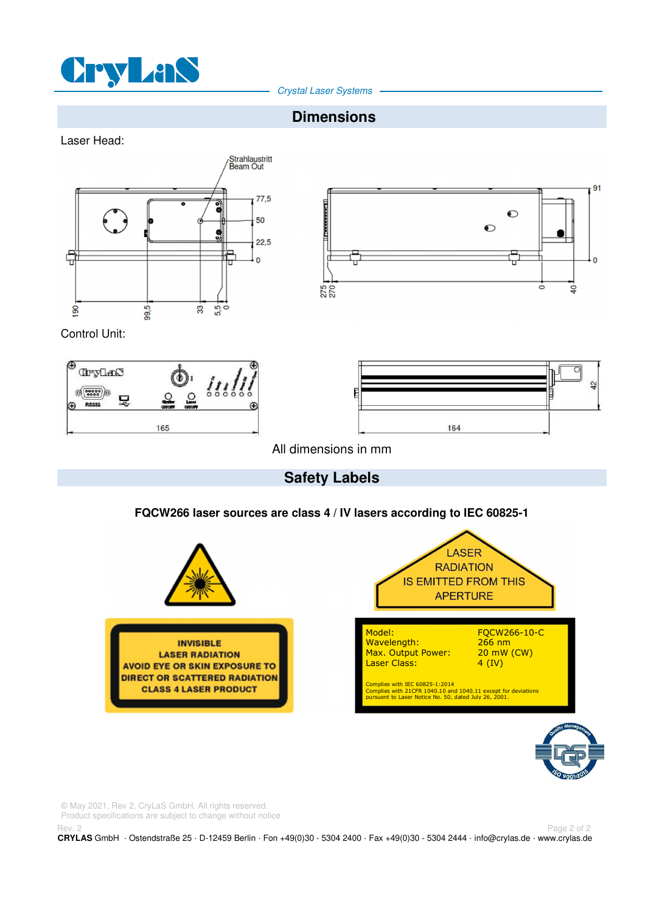## Dimensions

Laser Head:

Strahlaustritt
Beam Out

77,5
50
22,5
0
190
99,5
33
5,5
0

91
0
275
270
0
40

Control Unit:

165

164

42

All dimensions in mm

## Safety Labels

**FQCW266 laser sources are class 4 / IV lasers according to IEC 60825-1**

INVISIBLE
LASER RADIATION
AVOID EYE OR SKIN EXPOSURE TO
DIRECT OR SCATTERED RADIATION
CLASS 4 LASER PRODUCT

LASER
RADIATION
IS EMITTED FROM THIS
APERTURE

| | |
|---|---|
| Model: | FQCW266-10-C |
| Wavelength: | 266 nm |
| Max. Output Power: | 20 mW (CW) |
| Laser Class: | 4 (IV) |

Complies with IEC 60825-1:2014
Complies with 21CFR 1040.10 and 1040.11 except for deviations pursuent to Laser Notice No. 50, dated July 26, 2001.

© May 2021, Rev 2, CryLaS GmbH. All rights reserved.
Product specifications are subject to change without notice

Rev. 2

**CRYLAS** GmbH · Ostendstraße 25 · D-12459 Berlin · Fon +49(0)30 - 5304 2400 · Fax +49(0)30 - 5304 2444 · info@crylas.de · www.crylas.de